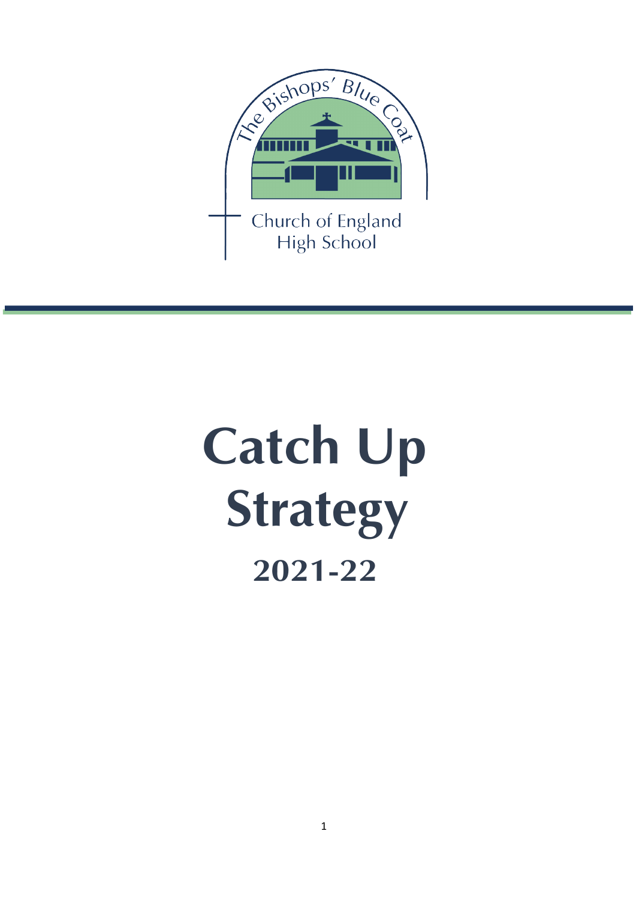The Bishops' Blue Coat

Church of England High School

# Catch Up Strategy

## 2021-22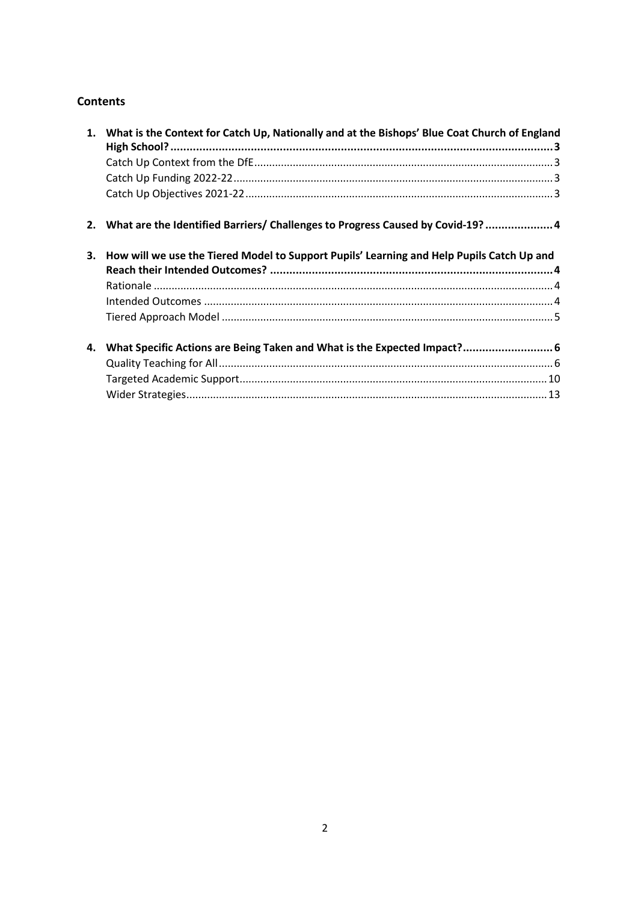## Contents

1. **What is the Context for Catch Up, Nationally and at the Bishops' Blue Coat Church of England High School? ... 3**
   - Catch Up Context from the DfE ... 3
   - Catch Up Funding 2022-22 ... 3
   - Catch Up Objectives 2021-22 ... 3

2. **What are the Identified Barriers/ Challenges to Progress Caused by Covid-19? ... 4**

3. **How will we use the Tiered Model to Support Pupils' Learning and Help Pupils Catch Up and Reach their Intended Outcomes? ... 4**
   - Rationale ... 4
   - Intended Outcomes ... 4
   - Tiered Approach Model ... 5

4. **What Specific Actions are Being Taken and What is the Expected Impact? ... 6**
   - Quality Teaching for All ... 6
   - Targeted Academic Support ... 10
   - Wider Strategies ... 13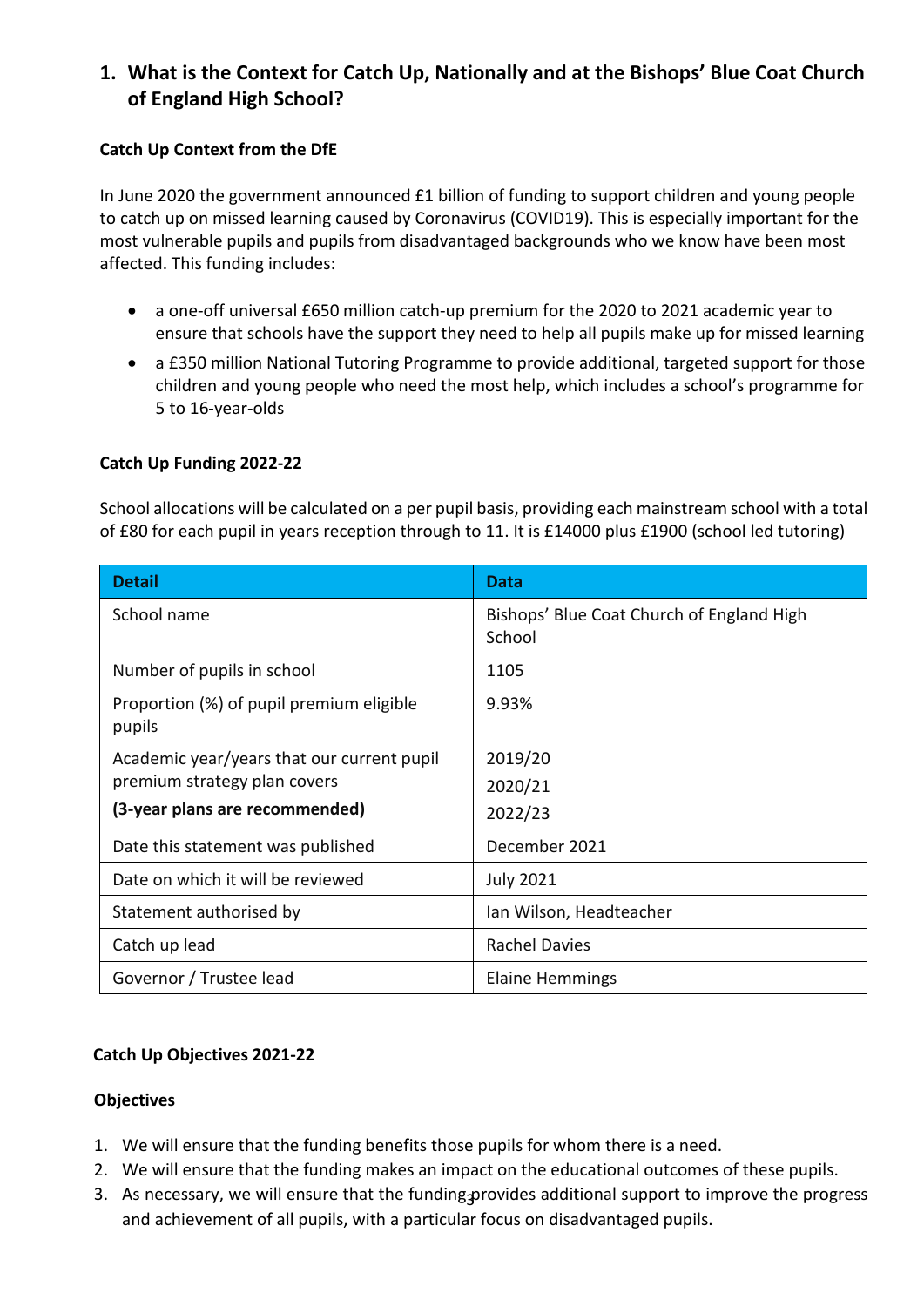# 1. What is the Context for Catch Up, Nationally and at the Bishops' Blue Coat Church of England High School?

**Catch Up Context from the DfE**

In June 2020 the government announced £1 billion of funding to support children and young people to catch up on missed learning caused by Coronavirus (COVID19). This is especially important for the most vulnerable pupils and pupils from disadvantaged backgrounds who we know have been most affected. This funding includes:

- a one-off universal £650 million catch-up premium for the 2020 to 2021 academic year to ensure that schools have the support they need to help all pupils make up for missed learning
- a £350 million National Tutoring Programme to provide additional, targeted support for those children and young people who need the most help, which includes a school's programme for 5 to 16-year-olds

**Catch Up Funding 2022-22**

School allocations will be calculated on a per pupil basis, providing each mainstream school with a total of £80 for each pupil in years reception through to 11. It is £14000 plus £1900 (school led tutoring)

| Detail | Data |
|---|---|
| School name | Bishops' Blue Coat Church of England High School |
| Number of pupils in school | 1105 |
| Proportion (%) of pupil premium eligible pupils | 9.93% |
| Academic year/years that our current pupil premium strategy plan covers **(3-year plans are recommended)** | 2019/20<br>2020/21<br>2022/23 |
| Date this statement was published | December 2021 |
| Date on which it will be reviewed | July 2021 |
| Statement authorised by | Ian Wilson, Headteacher |
| Catch up lead | Rachel Davies |
| Governor / Trustee lead | Elaine Hemmings |

**Catch Up Objectives 2021-22**

**Objectives**

1. We will ensure that the funding benefits those pupils for whom there is a need.
2. We will ensure that the funding makes an impact on the educational outcomes of these pupils.
3. As necessary, we will ensure that the funding provides additional support to improve the progress and achievement of all pupils, with a particular focus on disadvantaged pupils.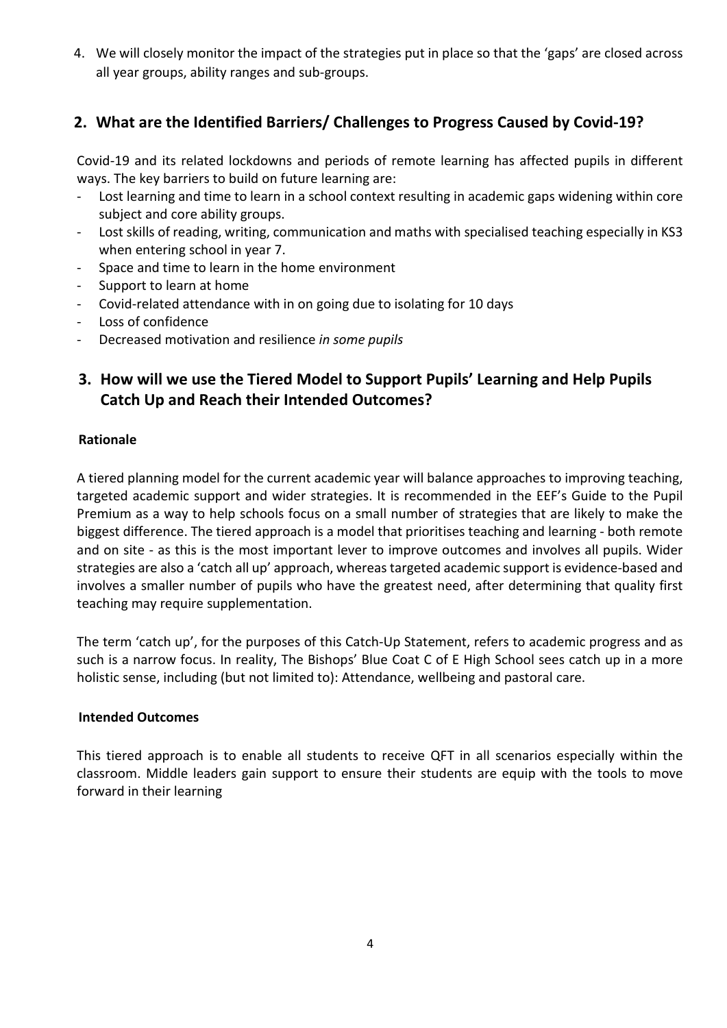4. We will closely monitor the impact of the strategies put in place so that the 'gaps' are closed across all year groups, ability ranges and sub-groups.

## 2. What are the Identified Barriers/ Challenges to Progress Caused by Covid-19?

Covid-19 and its related lockdowns and periods of remote learning has affected pupils in different ways. The key barriers to build on future learning are:

- Lost learning and time to learn in a school context resulting in academic gaps widening within core subject and core ability groups.
- Lost skills of reading, writing, communication and maths with specialised teaching especially in KS3 when entering school in year 7.
- Space and time to learn in the home environment
- Support to learn at home
- Covid-related attendance with in on going due to isolating for 10 days
- Loss of confidence
- Decreased motivation and resilience *in some pupils*

## 3. How will we use the Tiered Model to Support Pupils' Learning and Help Pupils Catch Up and Reach their Intended Outcomes?

**Rationale**

A tiered planning model for the current academic year will balance approaches to improving teaching, targeted academic support and wider strategies. It is recommended in the EEF's Guide to the Pupil Premium as a way to help schools focus on a small number of strategies that are likely to make the biggest difference. The tiered approach is a model that prioritises teaching and learning - both remote and on site - as this is the most important lever to improve outcomes and involves all pupils. Wider strategies are also a 'catch all up' approach, whereas targeted academic support is evidence-based and involves a smaller number of pupils who have the greatest need, after determining that quality first teaching may require supplementation.

The term 'catch up', for the purposes of this Catch-Up Statement, refers to academic progress and as such is a narrow focus. In reality, The Bishops' Blue Coat C of E High School sees catch up in a more holistic sense, including (but not limited to): Attendance, wellbeing and pastoral care.

**Intended Outcomes**

This tiered approach is to enable all students to receive QFT in all scenarios especially within the classroom. Middle leaders gain support to ensure their students are equip with the tools to move forward in their learning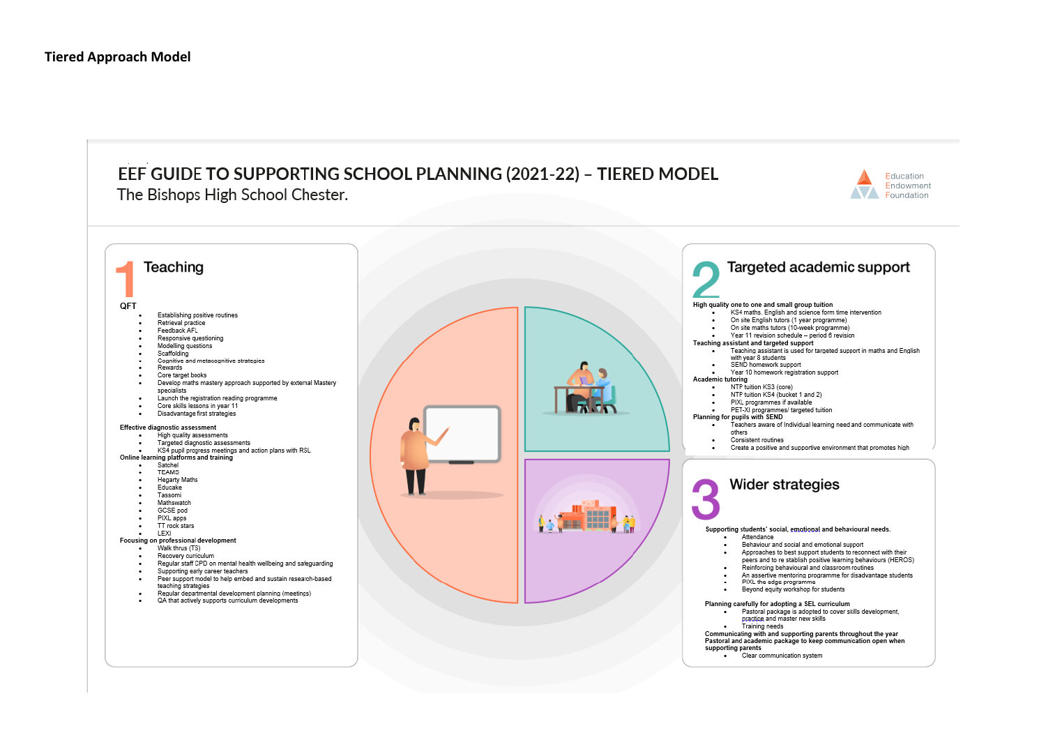**Tiered Approach Model**

# EEF GUIDE TO SUPPORTING SCHOOL PLANNING (2021-22) – TIERED MODEL

The Bishops High School Chester.

Education Endowment Foundation

## 1 Teaching

**QFT**

- Establishing positive routines
- Retrieval practice
- Feedback AFL
- Responsive questioning
- Modelling questions
- Scaffolding
- Cognitive and metacognitive strategies
- Rewards
- Core target books
- Develop maths mastery approach supported by external Mastery specialists
- Launch the registration reading programme
- Core skills lessons in year 11
- Disadvantage first strategies

**Effective diagnostic assessment**

- High quality assessments
- Targeted diagnostic assessments
- KS4 pupil progress meetings and action plans with RSL

**Online learning platforms and training**

- Satchel
- TEAMS
- Hegarty Maths
- Educake
- Tassomi
- Mathswatch
- GCSE pod
- PIXL apps
- TT rock stars
- LEXI

**Focusing on professional development**

- Walk thrus (TS)
- Recovery curriculum
- Regular staff CPD on mental health wellbeing and safeguarding
- Supporting early career teachers
- Peer support model to help embed and sustain research-based teaching strategies
- Regular departmental development planning (meetings)
- QA that actively supports curriculum developments

## 2 Targeted academic support

**High quality one to one and small group tuition**

- KS4 maths. English and science form time intervention
- On site English tutors (1 year programme)
- On site maths tutors (10-week programme)
- Year 11 revision schedule – period 6 revision

**Teaching assistant and targeted support**

- Teaching assistant is used for targeted support in maths and English with year 8 students
- SEND homework support
- Year 10 homework registration support

**Academic tutoring**

- NTP tuition KS3 (core)
- NTP tuition KS4 (bucket 1 and 2)
- PIXL programmes if available
- PET-XI programmes/ targeted tuition

**Planning for pupils with SEND**

- Teachers aware of Individual learning need and communicate with others
- Consistent routines
- Create a positive and supportive environment that promotes high

## 3 Wider strategies

**Supporting students' social, emotional and behavioural needs.**

- Attendance
- Behaviour and social and emotional support
- Approaches to best support students to reconnect with their peers and to re stablish positive learning behaviours (HEROS)
- Reinforcing behavioural and classroom routines
- An assertive mentoring programme for disadvantage students
- PIXL the edge programme
- Beyond equity workshop for students

**Planning carefully for adopting a SEL curriculum**

- Pastoral package is adopted to cover skills development, practice and master new skills
- Training needs

**Communicating with and supporting parents throughout the year**
**Pastoral and academic package to keep communication open when supporting parents**

- Clear communication system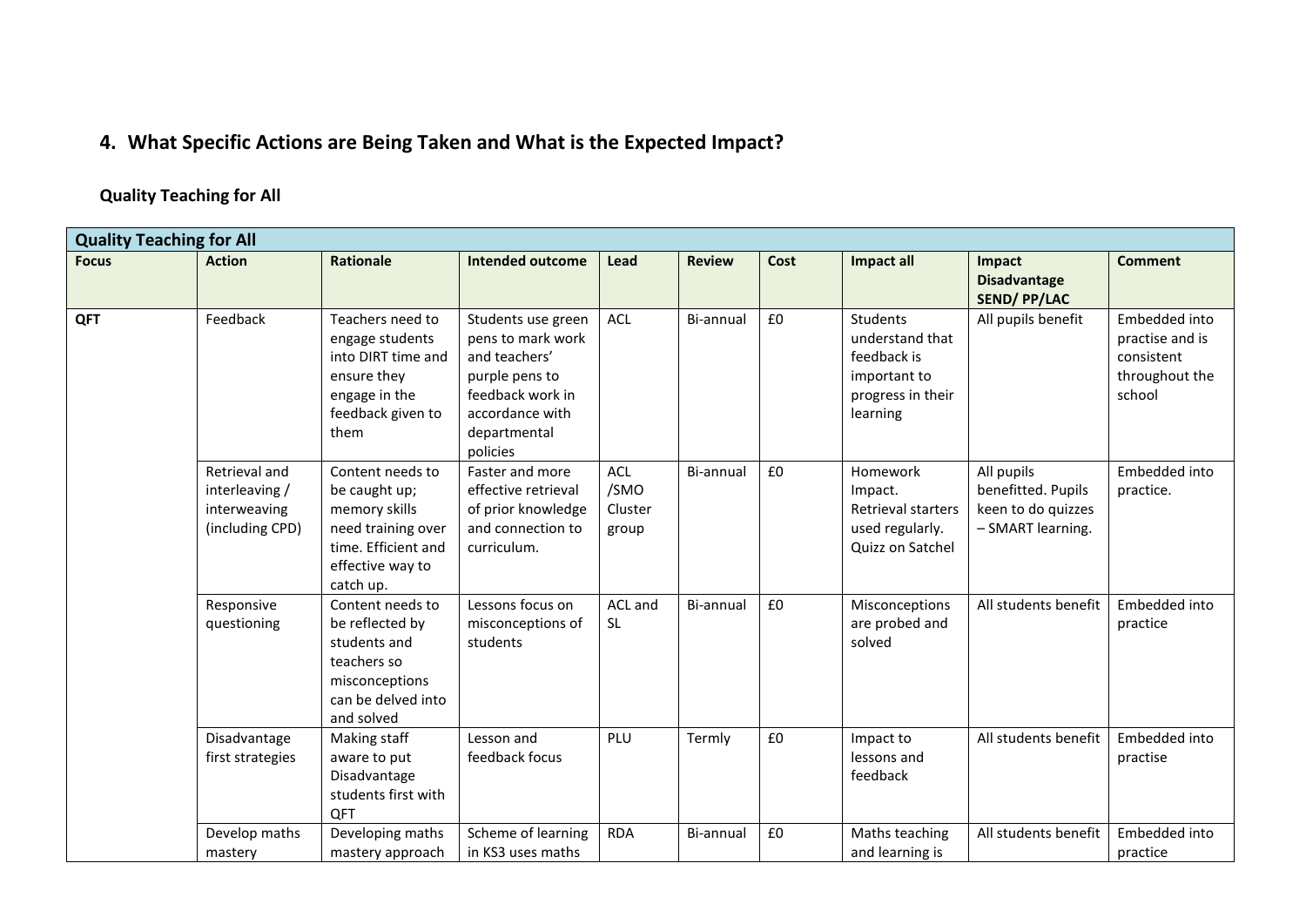## 4. What Specific Actions are Being Taken and What is the Expected Impact?

### Quality Teaching for All

| Quality Teaching for All | | | | | | | | | |
|---|---|---|---|---|---|---|---|---|---|
| **Focus** | **Action** | **Rationale** | **Intended outcome** | **Lead** | **Review** | **Cost** | **Impact all** | **Impact Disadvantage SEND/ PP/LAC** | **Comment** |
| **QFT** | Feedback | Teachers need to engage students into DIRT time and ensure they engage in the feedback given to them | Students use green pens to mark work and teachers' purple pens to feedback work in accordance with departmental policies | ACL | Bi-annual | £0 | Students understand that feedback is important to progress in their learning | All pupils benefit | Embedded into practise and is consistent throughout the school |
| | Retrieval and interleaving / interweaving (including CPD) | Content needs to be caught up; memory skills need training over time. Efficient and effective way to catch up. | Faster and more effective retrieval of prior knowledge and connection to curriculum. | ACL /SMO Cluster group | Bi-annual | £0 | Homework Impact. Retrieval starters used regularly. Quizz on Satchel | All pupils benefitted. Pupils keen to do quizzes – SMART learning. | Embedded into practice. |
| | Responsive questioning | Content needs to be reflected by students and teachers so misconceptions can be delved into and solved | Lessons focus on misconceptions of students | ACL and SL | Bi-annual | £0 | Misconceptions are probed and solved | All students benefit | Embedded into practice |
| | Disadvantage first strategies | Making staff aware to put Disadvantage students first with QFT | Lesson and feedback focus | PLU | Termly | £0 | Impact to lessons and feedback | All students benefit | Embedded into practise |
| | Develop maths mastery | Developing maths mastery approach | Scheme of learning in KS3 uses maths | RDA | Bi-annual | £0 | Maths teaching and learning is | All students benefit | Embedded into practice |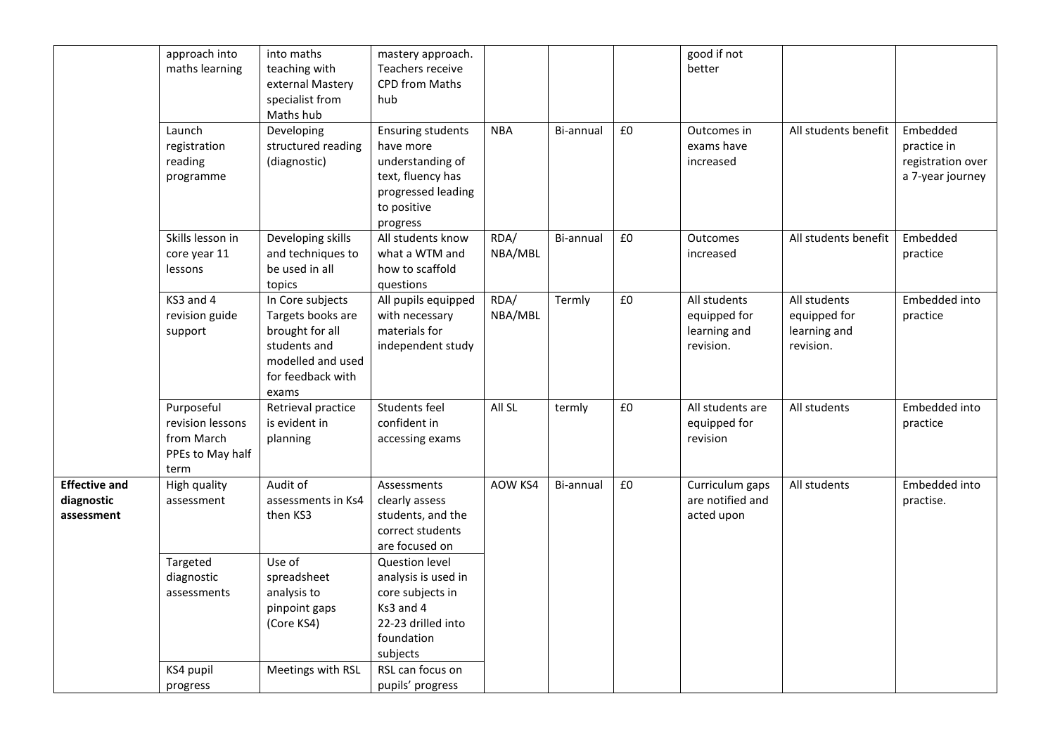| | | | | | | | | | |
|---|---|---|---|---|---|---|---|---|---|
| | approach into maths learning | into maths teaching with external Mastery specialist from Maths hub | mastery approach. Teachers receive CPD from Maths hub | | | | good if not better | | |
| | Launch registration reading programme | Developing structured reading (diagnostic) | Ensuring students have more understanding of text, fluency has progressed leading to positive progress | NBA | Bi-annual | £0 | Outcomes in exams have increased | All students benefit | Embedded practice in registration over a 7-year journey |
| | Skills lesson in core year 11 lessons | Developing skills and techniques to be used in all topics | All students know what a WTM and how to scaffold questions | RDA/ NBA/MBL | Bi-annual | £0 | Outcomes increased | All students benefit | Embedded practice |
| | KS3 and 4 revision guide support | In Core subjects Targets books are brought for all students and modelled and used for feedback with exams | All pupils equipped with necessary materials for independent study | RDA/ NBA/MBL | Termly | £0 | All students equipped for learning and revision. | All students equipped for learning and revision. | Embedded into practice |
| | Purposeful revision lessons from March PPEs to May half term | Retrieval practice is evident in planning | Students feel confident in accessing exams | All SL | termly | £0 | All students are equipped for revision | All students | Embedded into practice |
| **Effective and diagnostic assessment** | High quality assessment | Audit of assessments in Ks4 then KS3 | Assessments clearly assess students, and the correct students are focused on | AOW KS4 | Bi-annual | £0 | Curriculum gaps are notified and acted upon | All students | Embedded into practise. |
| | Targeted diagnostic assessments | Use of spreadsheet analysis to pinpoint gaps (Core KS4) | Question level analysis is used in core subjects in Ks3 and 4<br>22-23 drilled into foundation subjects | | | | | | |
| | KS4 pupil progress | Meetings with RSL | RSL can focus on pupils' progress | | | | | | |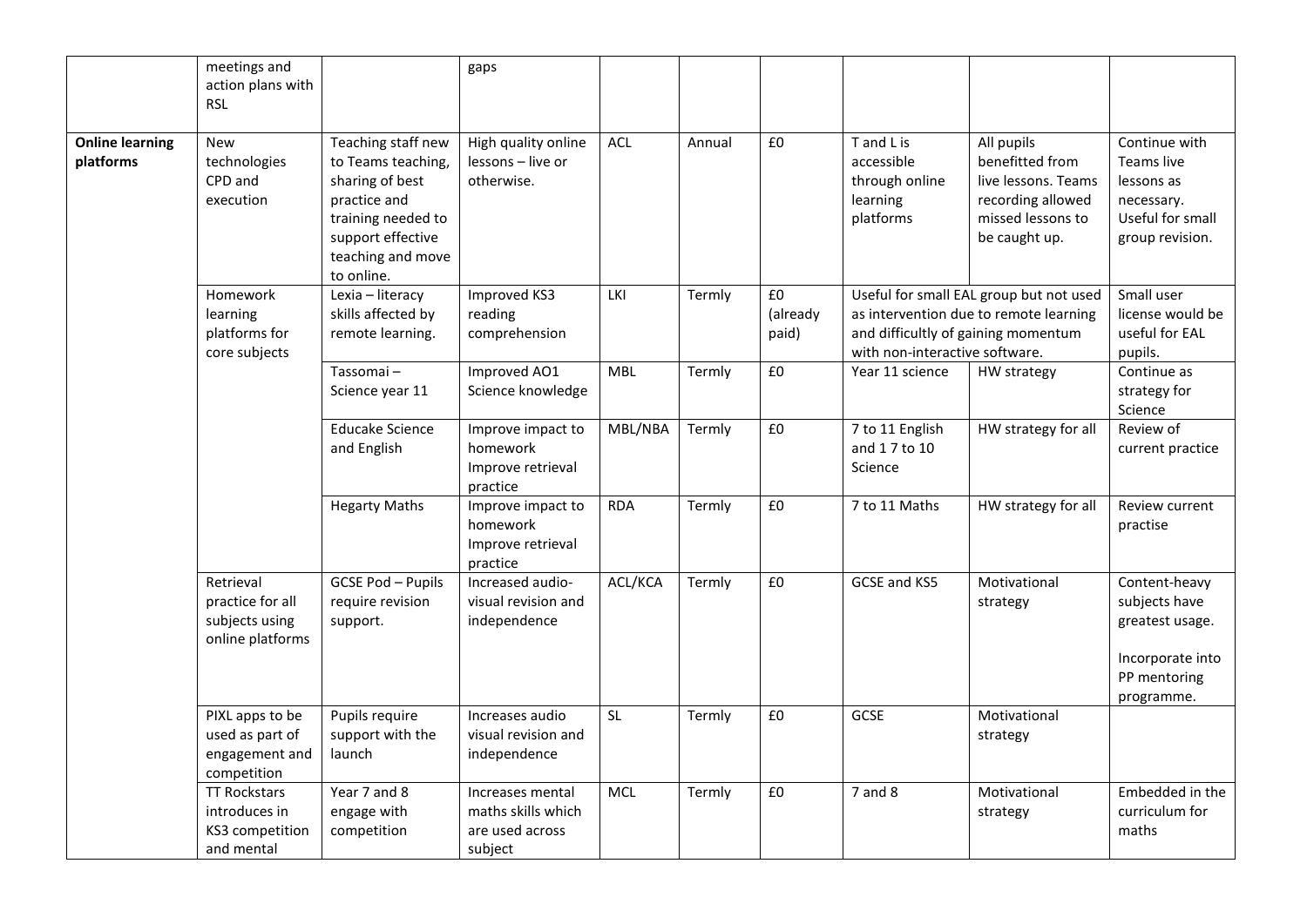| | | | | | | | | | |
|---|---|---|---|---|---|---|---|---|---|
| | meetings and action plans with RSL | | gaps | | | | | | |
| **Online learning platforms** | New technologies CPD and execution | Teaching staff new to Teams teaching, sharing of best practice and training needed to support effective teaching and move to online. | High quality online lessons – live or otherwise. | ACL | Annual | £0 | T and L is accessible through online learning platforms | All pupils benefitted from live lessons. Teams recording allowed missed lessons to be caught up. | Continue with Teams live lessons as necessary. Useful for small group revision. |
| | Homework learning platforms for core subjects | Lexia – literacy skills affected by remote learning. | Improved KS3 reading comprehension | LKI | Termly | £0 (already paid) | Useful for small EAL group but not used as intervention due to remote learning and difficultly of gaining momentum with non-interactive software. | | Small user license would be useful for EAL pupils. |
| | | Tassomai – Science year 11 | Improved AO1 Science knowledge | MBL | Termly | £0 | Year 11 science | HW strategy | Continue as strategy for Science |
| | | Educake Science and English | Improve impact to homework Improve retrieval practice | MBL/NBA | Termly | £0 | 7 to 11 English and 1 7 to 10 Science | HW strategy for all | Review of current practice |
| | | Hegarty Maths | Improve impact to homework Improve retrieval practice | RDA | Termly | £0 | 7 to 11 Maths | HW strategy for all | Review current practise |
| | Retrieval practice for all subjects using online platforms | GCSE Pod – Pupils require revision support. | Increased audio-visual revision and independence | ACL/KCA | Termly | £0 | GCSE and KS5 | Motivational strategy | Content-heavy subjects have greatest usage. Incorporate into PP mentoring programme. |
| | PIXL apps to be used as part of engagement and competition | Pupils require support with the launch | Increases audio visual revision and independence | SL | Termly | £0 | GCSE | Motivational strategy | |
| | TT Rockstars introduces in KS3 competition and mental | Year 7 and 8 engage with competition | Increases mental maths skills which are used across subject | MCL | Termly | £0 | 7 and 8 | Motivational strategy | Embedded in the curriculum for maths |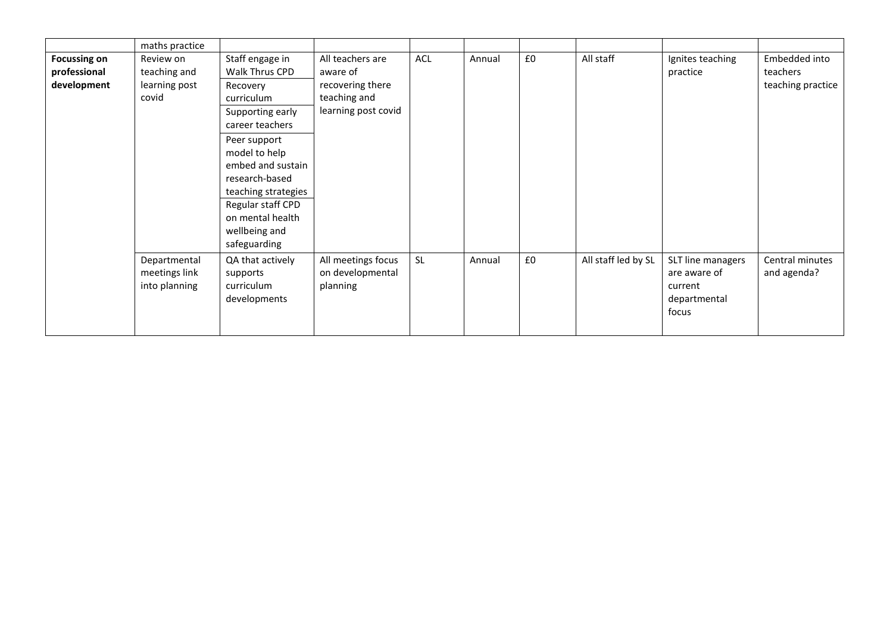| | | | | | | | | | |
|---|---|---|---|---|---|---|---|---|---|
| | maths practice | | | | | | | | |
| **Focussing on professional development** | Review on teaching and learning post covid | Staff engage in Walk Thrus CPD<br>Recovery curriculum<br>Supporting early career teachers<br>Peer support model to help embed and sustain research-based teaching strategies<br>Regular staff CPD on mental health wellbeing and safeguarding | All teachers are aware of recovering there teaching and learning post covid | ACL | Annual | £0 | All staff | Ignites teaching practice | Embedded into teachers teaching practice |
| | Departmental meetings link into planning | QA that actively supports curriculum developments | All meetings focus on developmental planning | SL | Annual | £0 | All staff led by SL | SLT line managers are aware of current departmental focus | Central minutes and agenda? |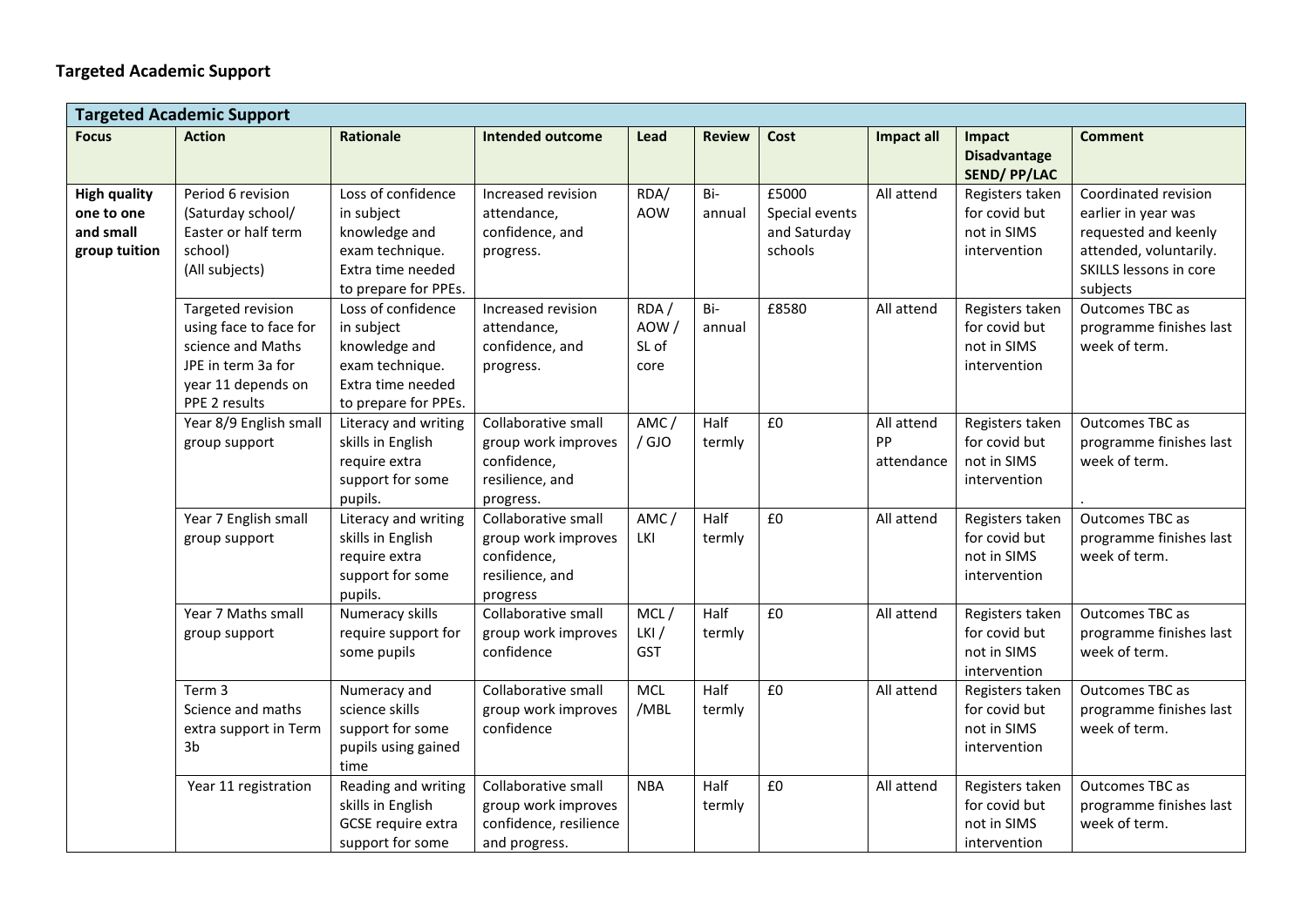**Targeted Academic Support**

| Targeted Academic Support | | | | | | | | | |
|---|---|---|---|---|---|---|---|---|---|
| **Focus** | **Action** | **Rationale** | **Intended outcome** | **Lead** | **Review** | **Cost** | **Impact all** | **Impact Disadvantage SEND/ PP/LAC** | **Comment** |
| **High quality one to one and small group tuition** | Period 6 revision (Saturday school/ Easter or half term school) (All subjects) | Loss of confidence in subject knowledge and exam technique. Extra time needed to prepare for PPEs. | Increased revision attendance, confidence, and progress. | RDA/ AOW | Bi-annual | £5000 Special events and Saturday schools | All attend | Registers taken for covid but not in SIMS intervention | Coordinated revision earlier in year was requested and keenly attended, voluntarily. SKILLS lessons in core subjects |
| | Targeted revision using face to face for science and Maths JPE in term 3a for year 11 depends on PPE 2 results | Loss of confidence in subject knowledge and exam technique. Extra time needed to prepare for PPEs. | Increased revision attendance, confidence, and progress. | RDA / AOW / SL of core | Bi-annual | £8580 | All attend | Registers taken for covid but not in SIMS intervention | Outcomes TBC as programme finishes last week of term. |
| | Year 8/9 English small group support | Literacy and writing skills in English require extra support for some pupils. | Collaborative small group work improves confidence, resilience, and progress. | AMC / / GJO | Half termly | £0 | All attend PP attendance | Registers taken for covid but not in SIMS intervention | Outcomes TBC as programme finishes last week of term. . |
| | Year 7 English small group support | Literacy and writing skills in English require extra support for some pupils. | Collaborative small group work improves confidence, resilience, and progress | AMC / LKI | Half termly | £0 | All attend | Registers taken for covid but not in SIMS intervention | Outcomes TBC as programme finishes last week of term. |
| | Year 7 Maths small group support | Numeracy skills require support for some pupils | Collaborative small group work improves confidence | MCL / LKI / GST | Half termly | £0 | All attend | Registers taken for covid but not in SIMS intervention | Outcomes TBC as programme finishes last week of term. |
| | Term 3 Science and maths extra support in Term 3b | Numeracy and science skills support for some pupils using gained time | Collaborative small group work improves confidence | MCL /MBL | Half termly | £0 | All attend | Registers taken for covid but not in SIMS intervention | Outcomes TBC as programme finishes last week of term. |
| | Year 11 registration | Reading and writing skills in English GCSE require extra support for some | Collaborative small group work improves confidence, resilience and progress. | NBA | Half termly | £0 | All attend | Registers taken for covid but not in SIMS intervention | Outcomes TBC as programme finishes last week of term. |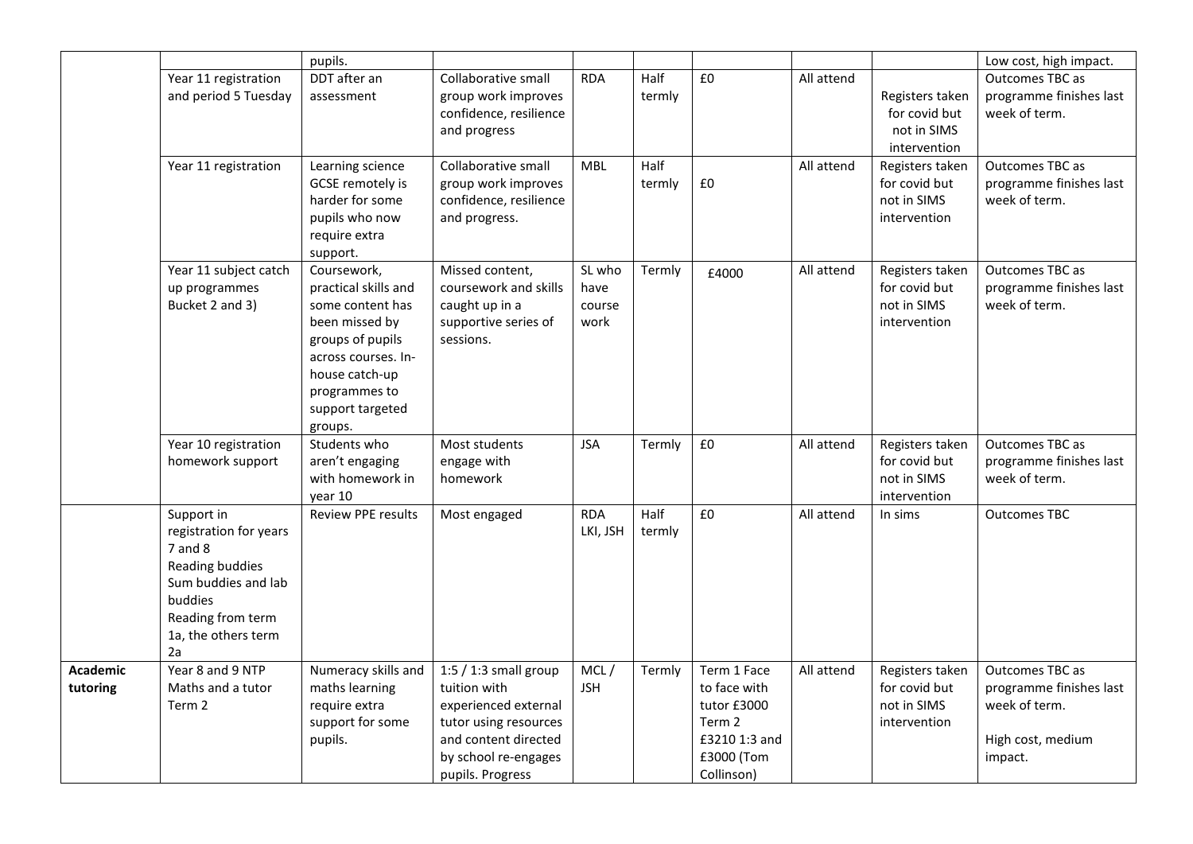| | | | | | | | | | |
|---|---|---|---|---|---|---|---|---|---|
| | | pupils. | | | | | | | Low cost, high impact. |
| | Year 11 registration and period 5 Tuesday | DDT after an assessment | Collaborative small group work improves confidence, resilience and progress | RDA | Half termly | £0 | All attend | Registers taken for covid but not in SIMS intervention | Outcomes TBC as programme finishes last week of term. |
| | Year 11 registration | Learning science GCSE remotely is harder for some pupils who now require extra support. | Collaborative small group work improves confidence, resilience and progress. | MBL | Half termly | £0 | All attend | Registers taken for covid but not in SIMS intervention | Outcomes TBC as programme finishes last week of term. |
| | Year 11 subject catch up programmes Bucket 2 and 3) | Coursework, practical skills and some content has been missed by groups of pupils across courses. In-house catch-up programmes to support targeted groups. | Missed content, coursework and skills caught up in a supportive series of sessions. | SL who have course work | Termly | £4000 | All attend | Registers taken for covid but not in SIMS intervention | Outcomes TBC as programme finishes last week of term. |
| | Year 10 registration homework support | Students who aren't engaging with homework in year 10 | Most students engage with homework | JSA | Termly | £0 | All attend | Registers taken for covid but not in SIMS intervention | Outcomes TBC as programme finishes last week of term. |
| | Support in registration for years 7 and 8<br>Reading buddies<br>Sum buddies and lab buddies<br>Reading from term 1a, the others term 2a | Review PPE results | Most engaged | RDA LKI, JSH | Half termly | £0 | All attend | In sims | Outcomes TBC |
| **Academic tutoring** | Year 8 and 9 NTP Maths and a tutor Term 2 | Numeracy skills and maths learning require extra support for some pupils. | 1:5 / 1:3 small group tuition with experienced external tutor using resources and content directed by school re-engages pupils. Progress | MCL / JSH | Termly | Term 1 Face to face with tutor £3000<br>Term 2 £3210 1:3 and £3000 (Tom Collinson) | All attend | Registers taken for covid but not in SIMS intervention | Outcomes TBC as programme finishes last week of term.<br><br>High cost, medium impact. |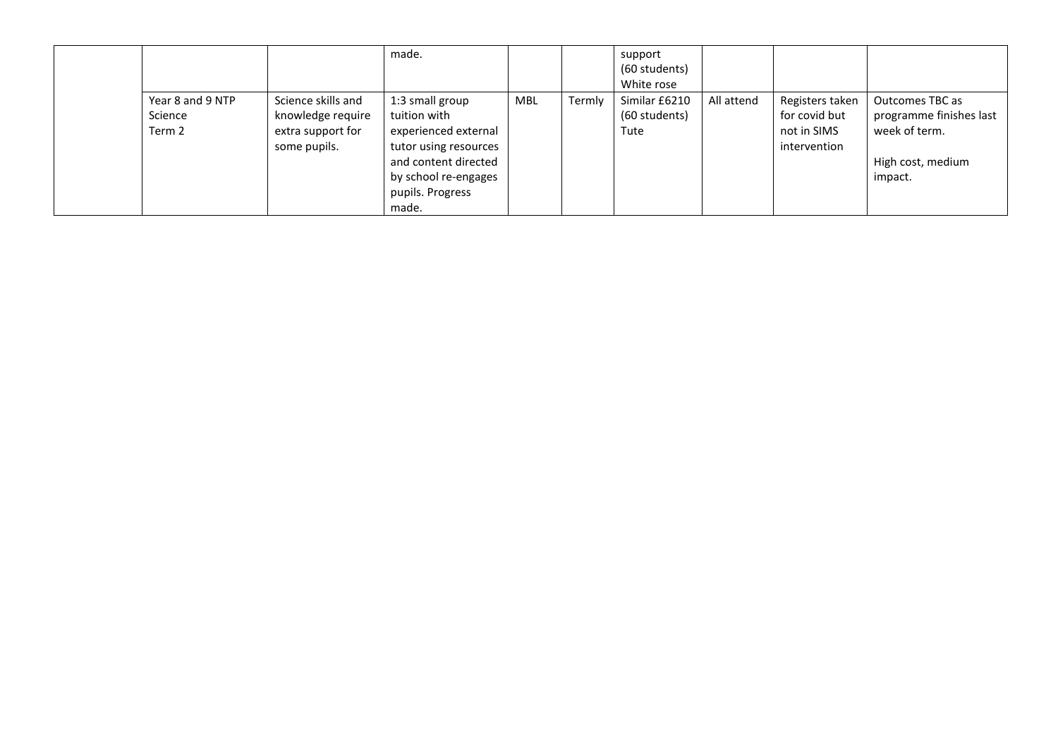| | | | | | | | | | |
|---|---|---|---|---|---|---|---|---|---|
| | | | made. | | | support (60 students) White rose | | | |
| | Year 8 and 9 NTP Science Term 2 | Science skills and knowledge require extra support for some pupils. | 1:3 small group tuition with experienced external tutor using resources and content directed by school re-engages pupils. Progress made. | MBL | Termly | Similar £6210 (60 students) Tute | All attend | Registers taken for covid but not in SIMS intervention | Outcomes TBC as programme finishes last week of term.<br><br>High cost, medium impact. |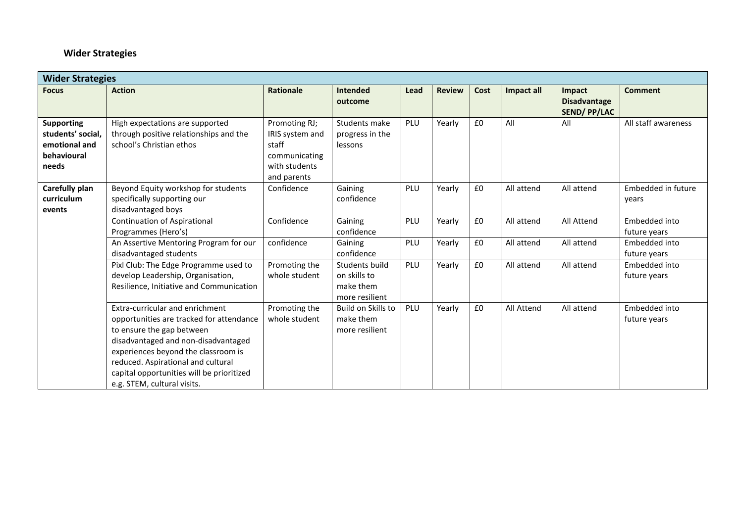## Wider Strategies

| Wider Strategies | | | | | | | | | |
|---|---|---|---|---|---|---|---|---|---|
| **Focus** | **Action** | **Rationale** | **Intended outcome** | **Lead** | **Review** | **Cost** | **Impact all** | **Impact Disadvantage SEND/ PP/LAC** | **Comment** |
| **Supporting students' social, emotional and behavioural needs** | High expectations are supported through positive relationships and the school's Christian ethos | Promoting RJ; IRIS system and staff communicating with students and parents | Students make progress in the lessons | PLU | Yearly | £0 | All | All | All staff awareness |
| **Carefully plan curriculum events** | Beyond Equity workshop for students specifically supporting our disadvantaged boys | Confidence | Gaining confidence | PLU | Yearly | £0 | All attend | All attend | Embedded in future years |
| | Continuation of Aspirational Programmes (Hero's) | Confidence | Gaining confidence | PLU | Yearly | £0 | All attend | All Attend | Embedded into future years |
| | An Assertive Mentoring Program for our disadvantaged students | confidence | Gaining confidence | PLU | Yearly | £0 | All attend | All attend | Embedded into future years |
| | Pixl Club: The Edge Programme used to develop Leadership, Organisation, Resilience, Initiative and Communication | Promoting the whole student | Students build on skills to make them more resilient | PLU | Yearly | £0 | All attend | All attend | Embedded into future years |
| | Extra-curricular and enrichment opportunities are tracked for attendance to ensure the gap between disadvantaged and non-disadvantaged experiences beyond the classroom is reduced. Aspirational and cultural capital opportunities will be prioritized e.g. STEM, cultural visits. | Promoting the whole student | Build on Skills to make them more resilient | PLU | Yearly | £0 | All Attend | All attend | Embedded into future years |